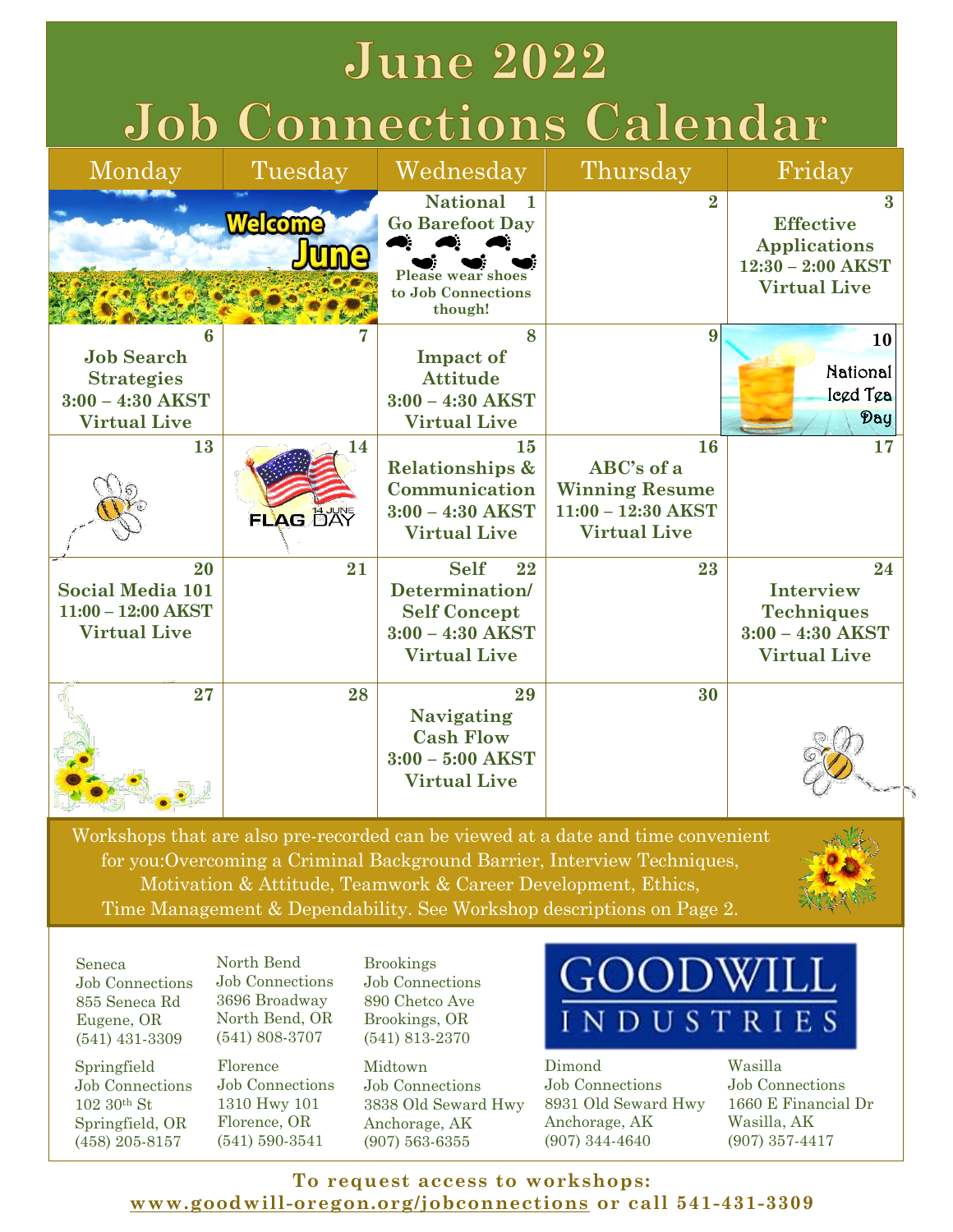# June 2022 Job Connections Calendar

| Monday | Tuesday | Wednesday | Thursday | Friday |
|---|---|---|---|---|
| Welcome June | | 1 **National Go Barefoot Day** Please wear shoes to Job Connections though! | 2 | 3 **Effective Applications** 12:30 – 2:00 AKST Virtual Live |
| 6 **Job Search Strategies** 3:00 – 4:30 AKST Virtual Live | 7 | 8 **Impact of Attitude** 3:00 – 4:30 AKST Virtual Live | 9 | 10 National Iced Tea Day |
| 13 | 14 14 JUNE FLAG DAY | 15 **Relationships & Communication** 3:00 – 4:30 AKST Virtual Live | 16 **ABC's of a Winning Resume** 11:00 – 12:30 AKST Virtual Live | 17 |
| 20 **Social Media 101** 11:00 – 12:00 AKST Virtual Live | 21 | 22 **Self Determination/ Self Concept** 3:00 – 4:30 AKST Virtual Live | 23 | 24 **Interview Techniques** 3:00 – 4:30 AKST Virtual Live |
| 27 | 28 | 29 **Navigating Cash Flow** 3:00 – 5:00 AKST Virtual Live | 30 | |

Workshops that are also pre-recorded can be viewed at a date and time convenient for you:Overcoming a Criminal Background Barrier, Interview Techniques, Motivation & Attitude, Teamwork & Career Development, Ethics, Time Management & Dependability. See Workshop descriptions on Page 2.

**GOODWILL INDUSTRIES**

Seneca Job Connections
855 Seneca Rd
Eugene, OR
(541) 431-3309

North Bend Job Connections
3696 Broadway
North Bend, OR
(541) 808-3707

Brookings Job Connections
890 Chetco Ave
Brookings, OR
(541) 813-2370

Springfield Job Connections
102 30th St
Springfield, OR
(458) 205-8157

Florence Job Connections
1310 Hwy 101
Florence, OR
(541) 590-3541

Midtown Job Connections
3838 Old Seward Hwy
Anchorage, AK
(907) 563-6355

Dimond Job Connections
8931 Old Seward Hwy
Anchorage, AK
(907) 344-4640

Wasilla Job Connections
1660 E Financial Dr
Wasilla, AK
(907) 357-4417

**To request access to workshops: www.goodwill-oregon.org/jobconnections or call 541-431-3309**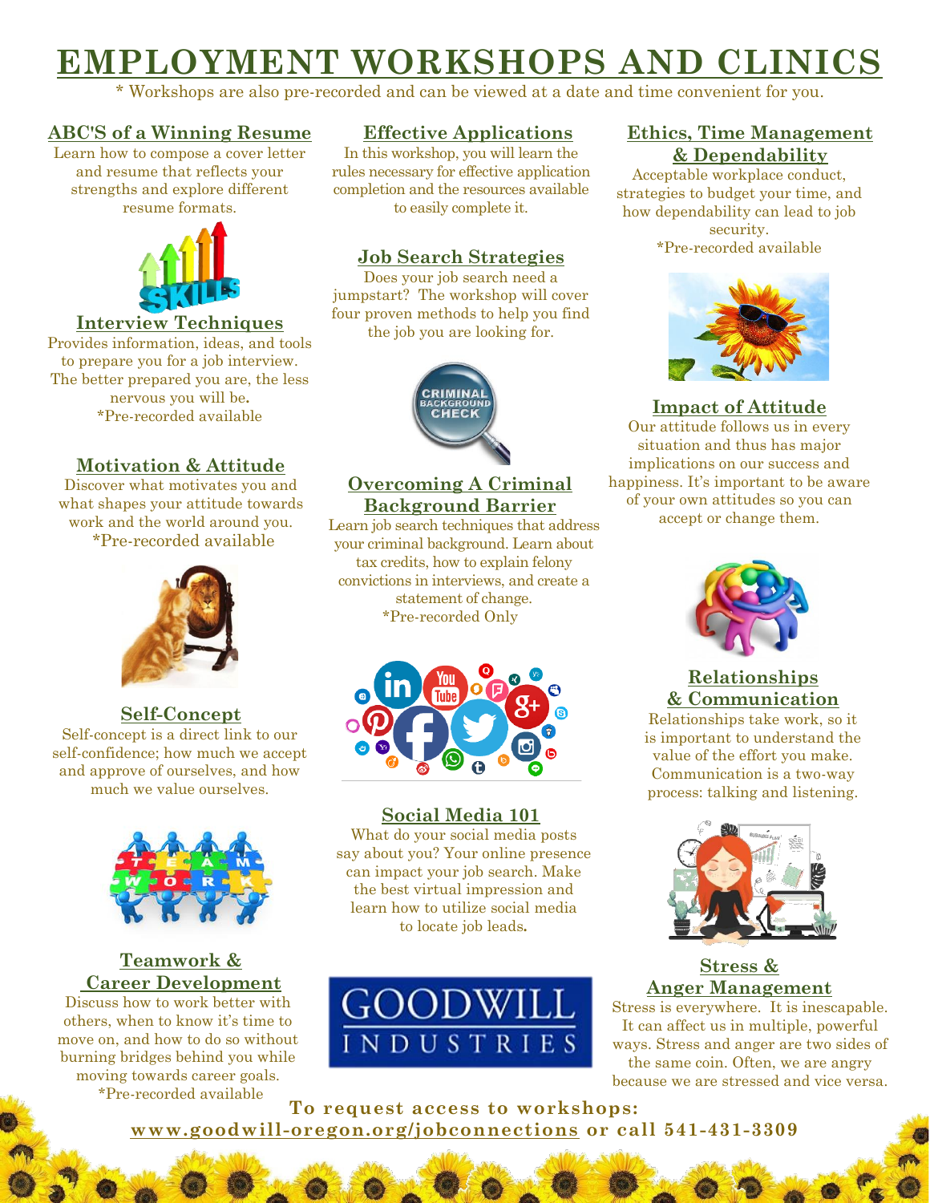# EMPLOYMENT WORKSHOPS AND CLINICS

* Workshops are also pre-recorded and can be viewed at a date and time convenient for you.

## ABC'S of a Winning Resume

Learn how to compose a cover letter and resume that reflects your strengths and explore different resume formats.

## Interview Techniques

Provides information, ideas, and tools to prepare you for a job interview. The better prepared you are, the less nervous you will be.
*Pre-recorded available

## Motivation & Attitude

Discover what motivates you and what shapes your attitude towards work and the world around you.
*Pre-recorded available

## Self-Concept

Self-concept is a direct link to our self-confidence; how much we accept and approve of ourselves, and how much we value ourselves.

## Teamwork & Career Development

Discuss how to work better with others, when to know it's time to move on, and how to do so without burning bridges behind you while moving towards career goals.
*Pre-recorded available

## Effective Applications

In this workshop, you will learn the rules necessary for effective application completion and the resources available to easily complete it.

## Job Search Strategies

Does your job search need a jumpstart? The workshop will cover four proven methods to help you find the job you are looking for.

## Overcoming A Criminal Background Barrier

Learn job search techniques that address your criminal background. Learn about tax credits, how to explain felony convictions in interviews, and create a statement of change.
*Pre-recorded Only

## Social Media 101

What do your social media posts say about you? Your online presence can impact your job search. Make the best virtual impression and learn how to utilize social media to locate job leads.

## Ethics, Time Management & Dependability

Acceptable workplace conduct, strategies to budget your time, and how dependability can lead to job security.
*Pre-recorded available

## Impact of Attitude

Our attitude follows us in every situation and thus has major implications on our success and happiness. It's important to be aware of your own attitudes so you can accept or change them.

## Relationships & Communication

Relationships take work, so it is important to understand the value of the effort you make. Communication is a two-way process: talking and listening.

## Stress & Anger Management

Stress is everywhere. It is inescapable. It can affect us in multiple, powerful ways. Stress and anger are two sides of the same coin. Often, we are angry because we are stressed and vice versa.

GOODWILL INDUSTRIES

**To request access to workshops:**
**www.goodwill-oregon.org/jobconnections or call 541-431-3309**